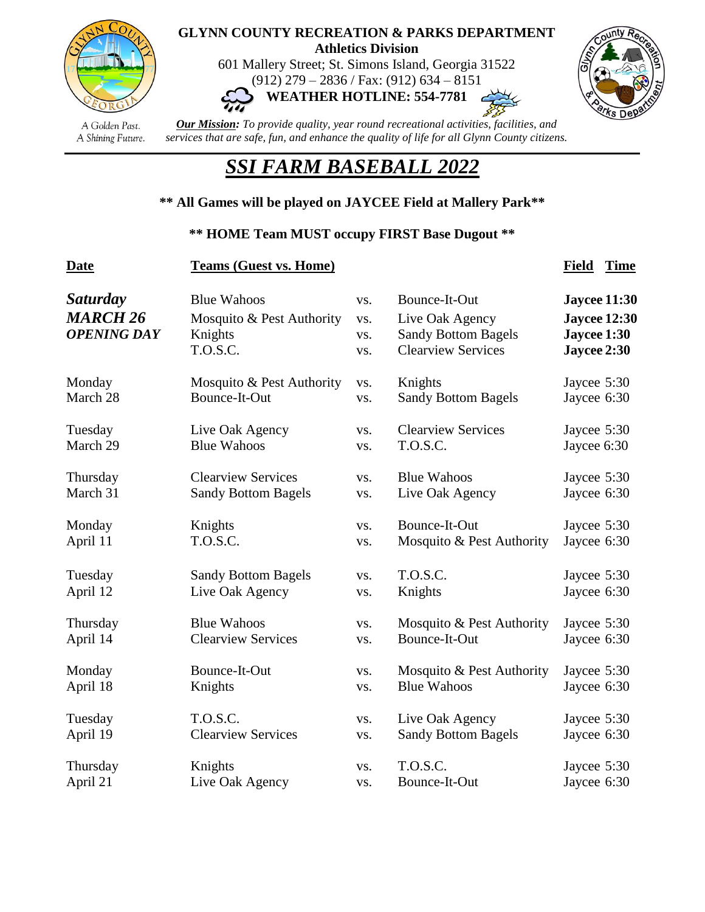**GLYNN COUNTY RECREATION & PARKS DEPARTMENT**
**Athletics Division**
601 Mallery Street; St. Simons Island, Georgia 31522
(912) 279 – 2836 / Fax: (912) 634 – 8151
**WEATHER HOTLINE: 554-7781**

A Golden Past.
A Shining Future.

***Our Mission:*** *To provide quality, year round recreational activities, facilities, and services that are safe, fun, and enhance the quality of life for all Glynn County citizens.*

# *SSI FARM BASEBALL 2022*

**\*\* All Games will be played on JAYCEE Field at Mallery Park\*\***

**\*\* HOME Team MUST occupy FIRST Base Dugout \*\***

| Date | Teams (Guest vs. Home) | | | Field | Time |
|---|---|---|---|---|---|
| ***Saturday MARCH 26 OPENING DAY*** | Blue Wahoos | vs. | Bounce-It-Out | **Jaycee** | **11:30** |
| | Mosquito & Pest Authority | vs. | Live Oak Agency | **Jaycee** | **12:30** |
| | Knights | vs. | Sandy Bottom Bagels | **Jaycee** | **1:30** |
| | T.O.S.C. | vs. | Clearview Services | **Jaycee** | **2:30** |
| Monday March 28 | Mosquito & Pest Authority | vs. | Knights | Jaycee | 5:30 |
| | Bounce-It-Out | vs. | Sandy Bottom Bagels | Jaycee | 6:30 |
| Tuesday March 29 | Live Oak Agency | vs. | Clearview Services | Jaycee | 5:30 |
| | Blue Wahoos | vs. | T.O.S.C. | Jaycee | 6:30 |
| Thursday March 31 | Clearview Services | vs. | Blue Wahoos | Jaycee | 5:30 |
| | Sandy Bottom Bagels | vs. | Live Oak Agency | Jaycee | 6:30 |
| Monday April 11 | Knights | vs. | Bounce-It-Out | Jaycee | 5:30 |
| | T.O.S.C. | vs. | Mosquito & Pest Authority | Jaycee | 6:30 |
| Tuesday April 12 | Sandy Bottom Bagels | vs. | T.O.S.C. | Jaycee | 5:30 |
| | Live Oak Agency | vs. | Knights | Jaycee | 6:30 |
| Thursday April 14 | Blue Wahoos | vs. | Mosquito & Pest Authority | Jaycee | 5:30 |
| | Clearview Services | vs. | Bounce-It-Out | Jaycee | 6:30 |
| Monday April 18 | Bounce-It-Out | vs. | Mosquito & Pest Authority | Jaycee | 5:30 |
| | Knights | vs. | Blue Wahoos | Jaycee | 6:30 |
| Tuesday April 19 | T.O.S.C. | vs. | Live Oak Agency | Jaycee | 5:30 |
| | Clearview Services | vs. | Sandy Bottom Bagels | Jaycee | 6:30 |
| Thursday April 21 | Knights | vs. | T.O.S.C. | Jaycee | 5:30 |
| | Live Oak Agency | vs. | Bounce-It-Out | Jaycee | 6:30 |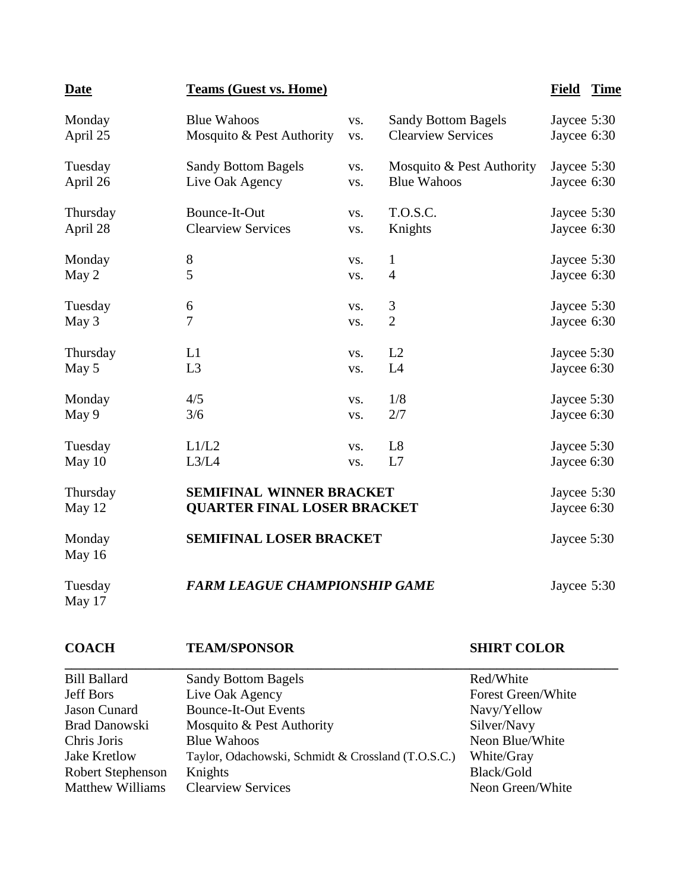| Date | Teams (Guest vs. Home) | | | Field | Time |
|---|---|---|---|---|---|
| Monday | Blue Wahoos | vs. | Sandy Bottom Bagels | Jaycee | 5:30 |
| April 25 | Mosquito & Pest Authority | vs. | Clearview Services | Jaycee | 6:30 |
| Tuesday | Sandy Bottom Bagels | vs. | Mosquito & Pest Authority | Jaycee | 5:30 |
| April 26 | Live Oak Agency | vs. | Blue Wahoos | Jaycee | 6:30 |
| Thursday | Bounce-It-Out | vs. | T.O.S.C. | Jaycee | 5:30 |
| April 28 | Clearview Services | vs. | Knights | Jaycee | 6:30 |
| Monday | 8 | vs. | 1 | Jaycee | 5:30 |
| May 2 | 5 | vs. | 4 | Jaycee | 6:30 |
| Tuesday | 6 | vs. | 3 | Jaycee | 5:30 |
| May 3 | 7 | vs. | 2 | Jaycee | 6:30 |
| Thursday | L1 | vs. | L2 | Jaycee | 5:30 |
| May 5 | L3 | vs. | L4 | Jaycee | 6:30 |
| Monday | 4/5 | vs. | 1/8 | Jaycee | 5:30 |
| May 9 | 3/6 | vs. | 2/7 | Jaycee | 6:30 |
| Tuesday | L1/L2 | vs. | L8 | Jaycee | 5:30 |
| May 10 | L3/L4 | vs. | L7 | Jaycee | 6:30 |
| Thursday | **SEMIFINAL WINNER BRACKET** | | | Jaycee | 5:30 |
| May 12 | **QUARTER FINAL LOSER BRACKET** | | | Jaycee | 6:30 |
| Monday May 16 | **SEMIFINAL LOSER BRACKET** | | | Jaycee | 5:30 |
| Tuesday May 17 | ***FARM LEAGUE CHAMPIONSHIP GAME*** | | | Jaycee | 5:30 |

| COACH | TEAM/SPONSOR | SHIRT COLOR |
|---|---|---|
| Bill Ballard | Sandy Bottom Bagels | Red/White |
| Jeff Bors | Live Oak Agency | Forest Green/White |
| Jason Cunard | Bounce-It-Out Events | Navy/Yellow |
| Brad Danowski | Mosquito & Pest Authority | Silver/Navy |
| Chris Joris | Blue Wahoos | Neon Blue/White |
| Jake Kretlow | Taylor, Odachowski, Schmidt & Crossland (T.O.S.C.) | White/Gray |
| Robert Stephenson | Knights | Black/Gold |
| Matthew Williams | Clearview Services | Neon Green/White |